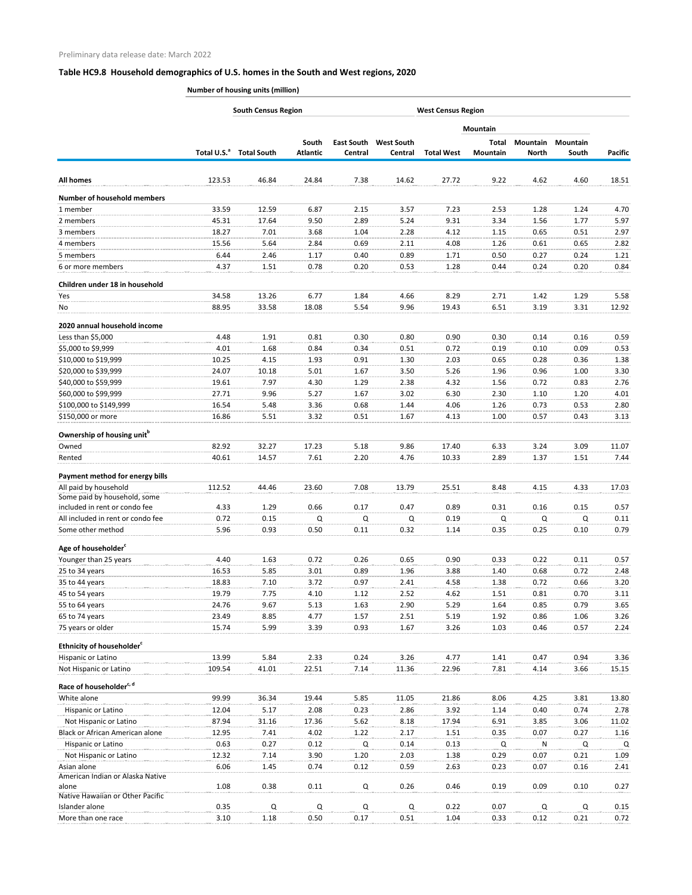Preliminary data release date: March 2022

## Table HC9.8 Household demographics of U.S. homes in the South and West regions, 2020

Number of housing units (million)

| | | South Census Region | | | | West Census Region | | | | |
|---|---|---|---|---|---|---|---|---|---|---|
| | | | | | | | Mountain | | | |
| | Total U.S.[a] | Total South | South Atlantic | East South Central | West South Central | Total West | Total Mountain | Mountain North | Mountain South | Pacific |
| **All homes** | 123.53 | 46.84 | 24.84 | 7.38 | 14.62 | 27.72 | 9.22 | 4.62 | 4.60 | 18.51 |
| **Number of household members** | | | | | | | | | | |
| 1 member | 33.59 | 12.59 | 6.87 | 2.15 | 3.57 | 7.23 | 2.53 | 1.28 | 1.24 | 4.70 |
| 2 members | 45.31 | 17.64 | 9.50 | 2.89 | 5.24 | 9.31 | 3.34 | 1.56 | 1.77 | 5.97 |
| 3 members | 18.27 | 7.01 | 3.68 | 1.04 | 2.28 | 4.12 | 1.15 | 0.65 | 0.51 | 2.97 |
| 4 members | 15.56 | 5.64 | 2.84 | 0.69 | 2.11 | 4.08 | 1.26 | 0.61 | 0.65 | 2.82 |
| 5 members | 6.44 | 2.46 | 1.17 | 0.40 | 0.89 | 1.71 | 0.50 | 0.27 | 0.24 | 1.21 |
| 6 or more members | 4.37 | 1.51 | 0.78 | 0.20 | 0.53 | 1.28 | 0.44 | 0.24 | 0.20 | 0.84 |
| **Children under 18 in household** | | | | | | | | | | |
| Yes | 34.58 | 13.26 | 6.77 | 1.84 | 4.66 | 8.29 | 2.71 | 1.42 | 1.29 | 5.58 |
| No | 88.95 | 33.58 | 18.08 | 5.54 | 9.96 | 19.43 | 6.51 | 3.19 | 3.31 | 12.92 |
| **2020 annual household income** | | | | | | | | | | |
| Less than $5,000 | 4.48 | 1.91 | 0.81 | 0.30 | 0.80 | 0.90 | 0.30 | 0.14 | 0.16 | 0.59 |
| $5,000 to $9,999 | 4.01 | 1.68 | 0.84 | 0.34 | 0.51 | 0.72 | 0.19 | 0.10 | 0.09 | 0.53 |
| $10,000 to $19,999 | 10.25 | 4.15 | 1.93 | 0.91 | 1.30 | 2.03 | 0.65 | 0.28 | 0.36 | 1.38 |
| $20,000 to $39,999 | 24.07 | 10.18 | 5.01 | 1.67 | 3.50 | 5.26 | 1.96 | 0.96 | 1.00 | 3.30 |
| $40,000 to $59,999 | 19.61 | 7.97 | 4.30 | 1.29 | 2.38 | 4.32 | 1.56 | 0.72 | 0.83 | 2.76 |
| $60,000 to $99,999 | 27.71 | 9.96 | 5.27 | 1.67 | 3.02 | 6.30 | 2.30 | 1.10 | 1.20 | 4.01 |
| $100,000 to $149,999 | 16.54 | 5.48 | 3.36 | 0.68 | 1.44 | 4.06 | 1.26 | 0.73 | 0.53 | 2.80 |
| $150,000 or more | 16.86 | 5.51 | 3.32 | 0.51 | 1.67 | 4.13 | 1.00 | 0.57 | 0.43 | 3.13 |
| **Ownership of housing unit[b]** | | | | | | | | | | |
| Owned | 82.92 | 32.27 | 17.23 | 5.18 | 9.86 | 17.40 | 6.33 | 3.24 | 3.09 | 11.07 |
| Rented | 40.61 | 14.57 | 7.61 | 2.20 | 4.76 | 10.33 | 2.89 | 1.37 | 1.51 | 7.44 |
| **Payment method for energy bills** | | | | | | | | | | |
| All paid by household | 112.52 | 44.46 | 23.60 | 7.08 | 13.79 | 25.51 | 8.48 | 4.15 | 4.33 | 17.03 |
| Some paid by household, some included in rent or condo fee | 4.33 | 1.29 | 0.66 | 0.17 | 0.47 | 0.89 | 0.31 | 0.16 | 0.15 | 0.57 |
| All included in rent or condo fee | 0.72 | 0.15 | Q | Q | Q | 0.19 | Q | Q | Q | 0.11 |
| Some other method | 5.96 | 0.93 | 0.50 | 0.11 | 0.32 | 1.14 | 0.35 | 0.25 | 0.10 | 0.79 |
| **Age of householder[c]** | | | | | | | | | | |
| Younger than 25 years | 4.40 | 1.63 | 0.72 | 0.26 | 0.65 | 0.90 | 0.33 | 0.22 | 0.11 | 0.57 |
| 25 to 34 years | 16.53 | 5.85 | 3.01 | 0.89 | 1.96 | 3.88 | 1.40 | 0.68 | 0.72 | 2.48 |
| 35 to 44 years | 18.83 | 7.10 | 3.72 | 0.97 | 2.41 | 4.58 | 1.38 | 0.72 | 0.66 | 3.20 |
| 45 to 54 years | 19.79 | 7.75 | 4.10 | 1.12 | 2.52 | 4.62 | 1.51 | 0.81 | 0.70 | 3.11 |
| 55 to 64 years | 24.76 | 9.67 | 5.13 | 1.63 | 2.90 | 5.29 | 1.64 | 0.85 | 0.79 | 3.65 |
| 65 to 74 years | 23.49 | 8.85 | 4.77 | 1.57 | 2.51 | 5.19 | 1.92 | 0.86 | 1.06 | 3.26 |
| 75 years or older | 15.74 | 5.99 | 3.39 | 0.93 | 1.67 | 3.26 | 1.03 | 0.46 | 0.57 | 2.24 |
| **Ethnicity of householder[c]** | | | | | | | | | | |
| Hispanic or Latino | 13.99 | 5.84 | 2.33 | 0.24 | 3.26 | 4.77 | 1.41 | 0.47 | 0.94 | 3.36 |
| Not Hispanic or Latino | 109.54 | 41.01 | 22.51 | 7.14 | 11.36 | 22.96 | 7.81 | 4.14 | 3.66 | 15.15 |
| **Race of householder[c, d]** | | | | | | | | | | |
| White alone | 99.99 | 36.34 | 19.44 | 5.85 | 11.05 | 21.86 | 8.06 | 4.25 | 3.81 | 13.80 |
| Hispanic or Latino | 12.04 | 5.17 | 2.08 | 0.23 | 2.86 | 3.92 | 1.14 | 0.40 | 0.74 | 2.78 |
| Not Hispanic or Latino | 87.94 | 31.16 | 17.36 | 5.62 | 8.18 | 17.94 | 6.91 | 3.85 | 3.06 | 11.02 |
| Black or African American alone | 12.95 | 7.41 | 4.02 | 1.22 | 2.17 | 1.51 | 0.35 | 0.07 | 0.27 | 1.16 |
| Hispanic or Latino | 0.63 | 0.27 | 0.12 | Q | 0.14 | 0.13 | Q | N | Q | Q |
| Not Hispanic or Latino | 12.32 | 7.14 | 3.90 | 1.20 | 2.03 | 1.38 | 0.29 | 0.07 | 0.21 | 1.09 |
| Asian alone | 6.06 | 1.45 | 0.74 | 0.12 | 0.59 | 2.63 | 0.23 | 0.07 | 0.16 | 2.41 |
| American Indian or Alaska Native alone | 1.08 | 0.38 | 0.11 | Q | 0.26 | 0.46 | 0.19 | 0.09 | 0.10 | 0.27 |
| Native Hawaiian or Other Pacific Islander alone | 0.35 | Q | Q | Q | Q | 0.22 | 0.07 | Q | Q | 0.15 |
| More than one race | 3.10 | 1.18 | 0.50 | 0.17 | 0.51 | 1.04 | 0.33 | 0.12 | 0.21 | 0.72 |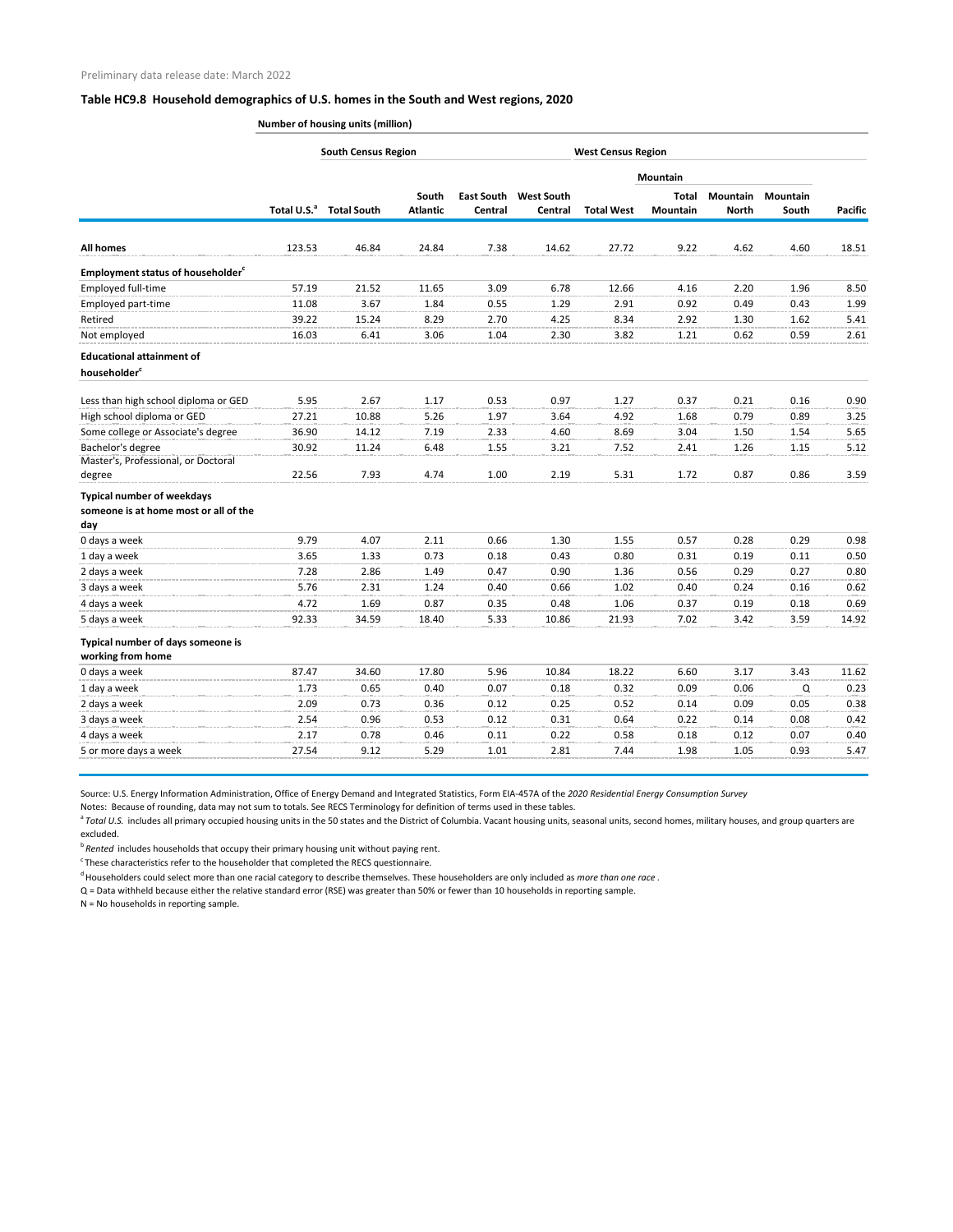Preliminary data release date: March 2022

### Table HC9.8 Household demographics of U.S. homes in the South and West regions, 2020

Number of housing units (million)

| | | South Census Region | | | | West Census Region | Mountain | | | |
|---|---|---|---|---|---|---|---|---|---|---|
| | Total U.S.[a] | Total South | South Atlantic | East South Central | West South Central | Total West | Total Mountain | Mountain North | Mountain South | Pacific |
| **All homes** | 123.53 | 46.84 | 24.84 | 7.38 | 14.62 | 27.72 | 9.22 | 4.62 | 4.60 | 18.51 |
| **Employment status of householder[c]** | | | | | | | | | | |
| Employed full-time | 57.19 | 21.52 | 11.65 | 3.09 | 6.78 | 12.66 | 4.16 | 2.20 | 1.96 | 8.50 |
| Employed part-time | 11.08 | 3.67 | 1.84 | 0.55 | 1.29 | 2.91 | 0.92 | 0.49 | 0.43 | 1.99 |
| Retired | 39.22 | 15.24 | 8.29 | 2.70 | 4.25 | 8.34 | 2.92 | 1.30 | 1.62 | 5.41 |
| Not employed | 16.03 | 6.41 | 3.06 | 1.04 | 2.30 | 3.82 | 1.21 | 0.62 | 0.59 | 2.61 |
| **Educational attainment of householder[c]** | | | | | | | | | | |
| Less than high school diploma or GED | 5.95 | 2.67 | 1.17 | 0.53 | 0.97 | 1.27 | 0.37 | 0.21 | 0.16 | 0.90 |
| High school diploma or GED | 27.21 | 10.88 | 5.26 | 1.97 | 3.64 | 4.92 | 1.68 | 0.79 | 0.89 | 3.25 |
| Some college or Associate's degree | 36.90 | 14.12 | 7.19 | 2.33 | 4.60 | 8.69 | 3.04 | 1.50 | 1.54 | 5.65 |
| Bachelor's degree | 30.92 | 11.24 | 6.48 | 1.55 | 3.21 | 7.52 | 2.41 | 1.26 | 1.15 | 5.12 |
| Master's, Professional, or Doctoral degree | 22.56 | 7.93 | 4.74 | 1.00 | 2.19 | 5.31 | 1.72 | 0.87 | 0.86 | 3.59 |
| **Typical number of weekdays someone is at home most or all of the day** | | | | | | | | | | |
| 0 days a week | 9.79 | 4.07 | 2.11 | 0.66 | 1.30 | 1.55 | 0.57 | 0.28 | 0.29 | 0.98 |
| 1 day a week | 3.65 | 1.33 | 0.73 | 0.18 | 0.43 | 0.80 | 0.31 | 0.19 | 0.11 | 0.50 |
| 2 days a week | 7.28 | 2.86 | 1.49 | 0.47 | 0.90 | 1.36 | 0.56 | 0.29 | 0.27 | 0.80 |
| 3 days a week | 5.76 | 2.31 | 1.24 | 0.40 | 0.66 | 1.02 | 0.40 | 0.24 | 0.16 | 0.62 |
| 4 days a week | 4.72 | 1.69 | 0.87 | 0.35 | 0.48 | 1.06 | 0.37 | 0.19 | 0.18 | 0.69 |
| 5 days a week | 92.33 | 34.59 | 18.40 | 5.33 | 10.86 | 21.93 | 7.02 | 3.42 | 3.59 | 14.92 |
| **Typical number of days someone is working from home** | | | | | | | | | | |
| 0 days a week | 87.47 | 34.60 | 17.80 | 5.96 | 10.84 | 18.22 | 6.60 | 3.17 | 3.43 | 11.62 |
| 1 day a week | 1.73 | 0.65 | 0.40 | 0.07 | 0.18 | 0.32 | 0.09 | 0.06 | Q | 0.23 |
| 2 days a week | 2.09 | 0.73 | 0.36 | 0.12 | 0.25 | 0.52 | 0.14 | 0.09 | 0.05 | 0.38 |
| 3 days a week | 2.54 | 0.96 | 0.53 | 0.12 | 0.31 | 0.64 | 0.22 | 0.14 | 0.08 | 0.42 |
| 4 days a week | 2.17 | 0.78 | 0.46 | 0.11 | 0.22 | 0.58 | 0.18 | 0.12 | 0.07 | 0.40 |
| 5 or more days a week | 27.54 | 9.12 | 5.29 | 1.01 | 2.81 | 7.44 | 1.98 | 1.05 | 0.93 | 5.47 |

Source: U.S. Energy Information Administration, Office of Energy Demand and Integrated Statistics, Form EIA-457A of the *2020 Residential Energy Consumption Survey*

Notes: Because of rounding, data may not sum to totals. See RECS Terminology for definition of terms used in these tables.

[a] *Total U.S.* includes all primary occupied housing units in the 50 states and the District of Columbia. Vacant housing units, seasonal units, second homes, military houses, and group quarters are excluded.

[b] *Rented* includes households that occupy their primary housing unit without paying rent.

[c] These characteristics refer to the householder that completed the RECS questionnaire.

[d] Householders could select more than one racial category to describe themselves. These householders are only included as *more than one race*.

Q = Data withheld because either the relative standard error (RSE) was greater than 50% or fewer than 10 households in reporting sample.

N = No households in reporting sample.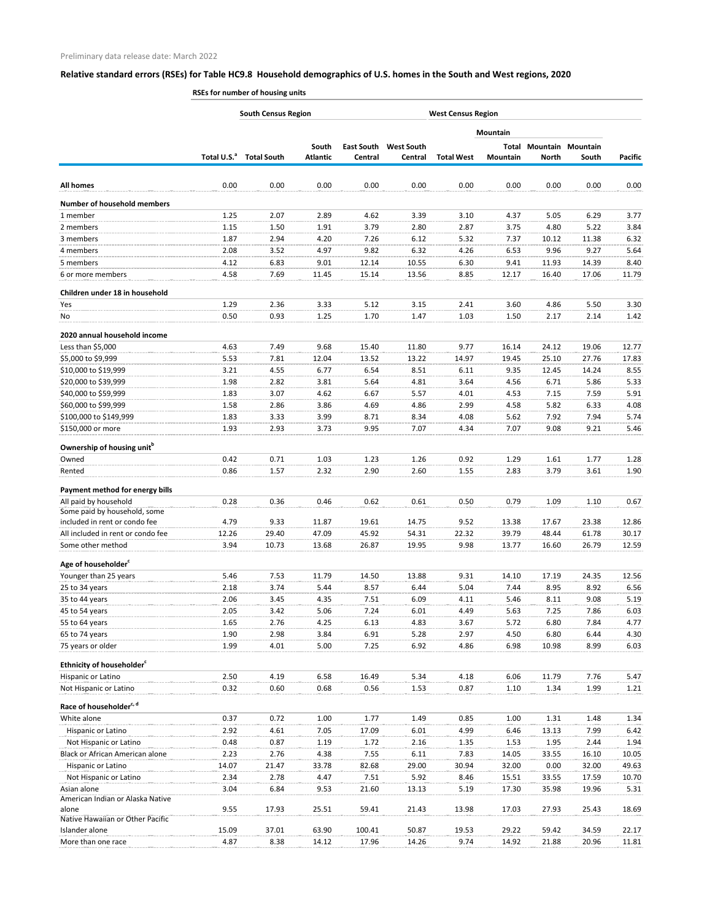Preliminary data release date: March 2022

## Relative standard errors (RSEs) for Table HC9.8 Household demographics of U.S. homes in the South and West regions, 2020

RSEs for number of housing units

| | | South Census Region | | | | West Census Region | | | | |
|---|---|---|---|---|---|---|---|---|---|---|
| | | | | | | | Mountain | | | |
| | Total U.S.[a] | Total South | South Atlantic | East South Central | West South Central | Total West | Total Mountain | Mountain North | Mountain South | Pacific |
| **All homes** | 0.00 | 0.00 | 0.00 | 0.00 | 0.00 | 0.00 | 0.00 | 0.00 | 0.00 | 0.00 |
| **Number of household members** | | | | | | | | | | |
| 1 member | 1.25 | 2.07 | 2.89 | 4.62 | 3.39 | 3.10 | 4.37 | 5.05 | 6.29 | 3.77 |
| 2 members | 1.15 | 1.50 | 1.91 | 3.79 | 2.80 | 2.87 | 3.75 | 4.80 | 5.22 | 3.84 |
| 3 members | 1.87 | 2.94 | 4.20 | 7.26 | 6.12 | 5.32 | 7.37 | 10.12 | 11.38 | 6.32 |
| 4 members | 2.08 | 3.52 | 4.97 | 9.82 | 6.32 | 4.26 | 6.53 | 9.96 | 9.27 | 5.64 |
| 5 members | 4.12 | 6.83 | 9.01 | 12.14 | 10.55 | 6.30 | 9.41 | 11.93 | 14.39 | 8.40 |
| 6 or more members | 4.58 | 7.69 | 11.45 | 15.14 | 13.56 | 8.85 | 12.17 | 16.40 | 17.06 | 11.79 |
| **Children under 18 in household** | | | | | | | | | | |
| Yes | 1.29 | 2.36 | 3.33 | 5.12 | 3.15 | 2.41 | 3.60 | 4.86 | 5.50 | 3.30 |
| No | 0.50 | 0.93 | 1.25 | 1.70 | 1.47 | 1.03 | 1.50 | 2.17 | 2.14 | 1.42 |
| **2020 annual household income** | | | | | | | | | | |
| Less than $5,000 | 4.63 | 7.49 | 9.68 | 15.40 | 11.80 | 9.77 | 16.14 | 24.12 | 19.06 | 12.77 |
| $5,000 to $9,999 | 5.53 | 7.81 | 12.04 | 13.52 | 13.22 | 14.97 | 19.45 | 25.10 | 27.76 | 17.83 |
| $10,000 to $19,999 | 3.21 | 4.55 | 6.77 | 6.54 | 8.51 | 6.11 | 9.35 | 12.45 | 14.24 | 8.55 |
| $20,000 to $39,999 | 1.98 | 2.82 | 3.81 | 5.64 | 4.81 | 3.64 | 4.56 | 6.71 | 5.86 | 5.33 |
| $40,000 to $59,999 | 1.83 | 3.07 | 4.62 | 6.67 | 5.57 | 4.01 | 4.53 | 7.15 | 7.59 | 5.91 |
| $60,000 to $99,999 | 1.58 | 2.86 | 3.86 | 4.69 | 4.86 | 2.99 | 4.58 | 5.82 | 6.33 | 4.08 |
| $100,000 to $149,999 | 1.83 | 3.33 | 3.99 | 8.71 | 8.34 | 4.08 | 5.62 | 7.92 | 7.94 | 5.74 |
| $150,000 or more | 1.93 | 2.93 | 3.73 | 9.95 | 7.07 | 4.34 | 7.07 | 9.08 | 9.21 | 5.46 |
| **Ownership of housing unit[b]** | | | | | | | | | | |
| Owned | 0.42 | 0.71 | 1.03 | 1.23 | 1.26 | 0.92 | 1.29 | 1.61 | 1.77 | 1.28 |
| Rented | 0.86 | 1.57 | 2.32 | 2.90 | 2.60 | 1.55 | 2.83 | 3.79 | 3.61 | 1.90 |
| **Payment method for energy bills** | | | | | | | | | | |
| All paid by household | 0.28 | 0.36 | 0.46 | 0.62 | 0.61 | 0.50 | 0.79 | 1.09 | 1.10 | 0.67 |
| Some paid by household, some included in rent or condo fee | 4.79 | 9.33 | 11.87 | 19.61 | 14.75 | 9.52 | 13.38 | 17.67 | 23.38 | 12.86 |
| All included in rent or condo fee | 12.26 | 29.40 | 47.09 | 45.92 | 54.31 | 22.32 | 39.79 | 48.44 | 61.78 | 30.17 |
| Some other method | 3.94 | 10.73 | 13.68 | 26.87 | 19.95 | 9.98 | 13.77 | 16.60 | 26.79 | 12.59 |
| **Age of householder[c]** | | | | | | | | | | |
| Younger than 25 years | 5.46 | 7.53 | 11.79 | 14.50 | 13.88 | 9.31 | 14.10 | 17.19 | 24.35 | 12.56 |
| 25 to 34 years | 2.18 | 3.74 | 5.44 | 8.57 | 6.44 | 5.04 | 7.44 | 8.95 | 8.92 | 6.56 |
| 35 to 44 years | 2.06 | 3.45 | 4.35 | 7.51 | 6.09 | 4.11 | 5.46 | 8.11 | 9.08 | 5.19 |
| 45 to 54 years | 2.05 | 3.42 | 5.06 | 7.24 | 6.01 | 4.49 | 5.63 | 7.25 | 7.86 | 6.03 |
| 55 to 64 years | 1.65 | 2.76 | 4.25 | 6.13 | 4.83 | 3.67 | 5.72 | 6.80 | 7.84 | 4.77 |
| 65 to 74 years | 1.90 | 2.98 | 3.84 | 6.91 | 5.28 | 2.97 | 4.50 | 6.80 | 6.44 | 4.30 |
| 75 years or older | 1.99 | 4.01 | 5.00 | 7.25 | 6.92 | 4.86 | 6.98 | 10.98 | 8.99 | 6.03 |
| **Ethnicity of householder[c]** | | | | | | | | | | |
| Hispanic or Latino | 2.50 | 4.19 | 6.58 | 16.49 | 5.34 | 4.18 | 6.06 | 11.79 | 7.76 | 5.47 |
| Not Hispanic or Latino | 0.32 | 0.60 | 0.68 | 0.56 | 1.53 | 0.87 | 1.10 | 1.34 | 1.99 | 1.21 |
| **Race of householder[c, d]** | | | | | | | | | | |
| White alone | 0.37 | 0.72 | 1.00 | 1.77 | 1.49 | 0.85 | 1.00 | 1.31 | 1.48 | 1.34 |
| Hispanic or Latino | 2.92 | 4.61 | 7.05 | 17.09 | 6.01 | 4.99 | 6.46 | 13.13 | 7.99 | 6.42 |
| Not Hispanic or Latino | 0.48 | 0.87 | 1.19 | 1.72 | 2.16 | 1.35 | 1.53 | 1.95 | 2.44 | 1.94 |
| Black or African American alone | 2.23 | 2.76 | 4.38 | 7.55 | 6.11 | 7.83 | 14.05 | 33.55 | 16.10 | 10.05 |
| Hispanic or Latino | 14.07 | 21.47 | 33.78 | 82.68 | 29.00 | 30.94 | 32.00 | 0.00 | 32.00 | 49.63 |
| Not Hispanic or Latino | 2.34 | 2.78 | 4.47 | 7.51 | 5.92 | 8.46 | 15.51 | 33.55 | 17.59 | 10.70 |
| Asian alone | 3.04 | 6.84 | 9.53 | 21.60 | 13.13 | 5.19 | 17.30 | 35.98 | 19.96 | 5.31 |
| American Indian or Alaska Native alone | 9.55 | 17.93 | 25.51 | 59.41 | 21.43 | 13.98 | 17.03 | 27.93 | 25.43 | 18.69 |
| Native Hawaiian or Other Pacific Islander alone | 15.09 | 37.01 | 63.90 | 100.41 | 50.87 | 19.53 | 29.22 | 59.42 | 34.59 | 22.17 |
| More than one race | 4.87 | 8.38 | 14.12 | 17.96 | 14.26 | 9.74 | 14.92 | 21.88 | 20.96 | 11.81 |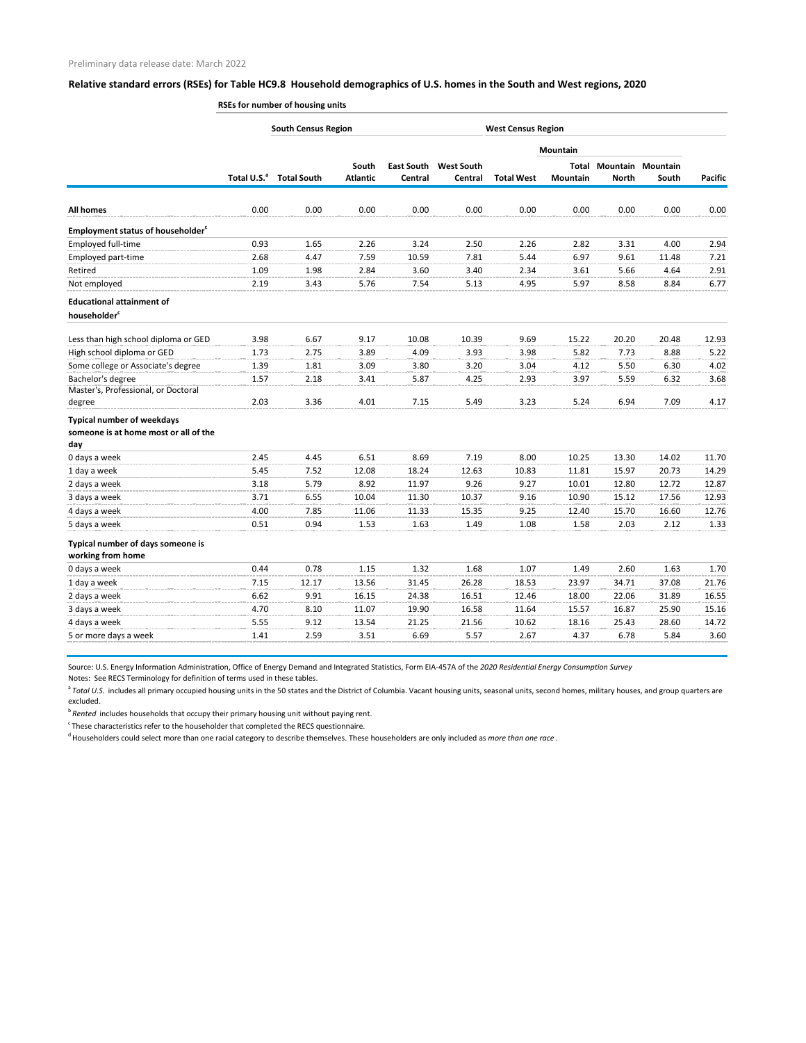Preliminary data release date: March 2022

## Relative standard errors (RSEs) for Table HC9.8 Household demographics of U.S. homes in the South and West regions, 2020

| | RSEs for number of housing units | | | | | | | | | |
|---|---|---|---|---|---|---|---|---|---|---|
| | | South Census Region | | | | West Census Region | | | | |
| | | | | | | | Mountain | | | |
| | Total U.S.[a] | Total South | South Atlantic | East South Central | West South Central | Total West | Total Mountain | Mountain North | Mountain South | Pacific |
| **All homes** | 0.00 | 0.00 | 0.00 | 0.00 | 0.00 | 0.00 | 0.00 | 0.00 | 0.00 | 0.00 |
| **Employment status of householder[c]** | | | | | | | | | | |
| Employed full-time | 0.93 | 1.65 | 2.26 | 3.24 | 2.50 | 2.26 | 2.82 | 3.31 | 4.00 | 2.94 |
| Employed part-time | 2.68 | 4.47 | 7.59 | 10.59 | 7.81 | 5.44 | 6.97 | 9.61 | 11.48 | 7.21 |
| Retired | 1.09 | 1.98 | 2.84 | 3.60 | 3.40 | 2.34 | 3.61 | 5.66 | 4.64 | 2.91 |
| Not employed | 2.19 | 3.43 | 5.76 | 7.54 | 5.13 | 4.95 | 5.97 | 8.58 | 8.84 | 6.77 |
| **Educational attainment of householder[c]** | | | | | | | | | | |
| Less than high school diploma or GED | 3.98 | 6.67 | 9.17 | 10.08 | 10.39 | 9.69 | 15.22 | 20.20 | 20.48 | 12.93 |
| High school diploma or GED | 1.73 | 2.75 | 3.89 | 4.09 | 3.93 | 3.98 | 5.82 | 7.73 | 8.88 | 5.22 |
| Some college or Associate's degree | 1.39 | 1.81 | 3.09 | 3.80 | 3.20 | 3.04 | 4.12 | 5.50 | 6.30 | 4.02 |
| Bachelor's degree | 1.57 | 2.18 | 3.41 | 5.87 | 4.25 | 2.93 | 3.97 | 5.59 | 6.32 | 3.68 |
| Master's, Professional, or Doctoral degree | 2.03 | 3.36 | 4.01 | 7.15 | 5.49 | 3.23 | 5.24 | 6.94 | 7.09 | 4.17 |
| **Typical number of weekdays someone is at home most or all of the day** | | | | | | | | | | |
| 0 days a week | 2.45 | 4.45 | 6.51 | 8.69 | 7.19 | 8.00 | 10.25 | 13.30 | 14.02 | 11.70 |
| 1 day a week | 5.45 | 7.52 | 12.08 | 18.24 | 12.63 | 10.83 | 11.81 | 15.97 | 20.73 | 14.29 |
| 2 days a week | 3.18 | 5.79 | 8.92 | 11.97 | 9.26 | 9.27 | 10.01 | 12.80 | 12.72 | 12.87 |
| 3 days a week | 3.71 | 6.55 | 10.04 | 11.30 | 10.37 | 9.16 | 10.90 | 15.12 | 17.56 | 12.93 |
| 4 days a week | 4.00 | 7.85 | 11.06 | 11.33 | 15.35 | 9.25 | 12.40 | 15.70 | 16.60 | 12.76 |
| 5 days a week | 0.51 | 0.94 | 1.53 | 1.63 | 1.49 | 1.08 | 1.58 | 2.03 | 2.12 | 1.33 |
| **Typical number of days someone is working from home** | | | | | | | | | | |
| 0 days a week | 0.44 | 0.78 | 1.15 | 1.32 | 1.68 | 1.07 | 1.49 | 2.60 | 1.63 | 1.70 |
| 1 day a week | 7.15 | 12.17 | 13.56 | 31.45 | 26.28 | 18.53 | 23.97 | 34.71 | 37.08 | 21.76 |
| 2 days a week | 6.62 | 9.91 | 16.15 | 24.38 | 16.51 | 12.46 | 18.00 | 22.06 | 31.89 | 16.55 |
| 3 days a week | 4.70 | 8.10 | 11.07 | 19.90 | 16.58 | 11.64 | 15.57 | 16.87 | 25.90 | 15.16 |
| 4 days a week | 5.55 | 9.12 | 13.54 | 21.25 | 21.56 | 10.62 | 18.16 | 25.43 | 28.60 | 14.72 |
| 5 or more days a week | 1.41 | 2.59 | 3.51 | 6.69 | 5.57 | 2.67 | 4.37 | 6.78 | 5.84 | 3.60 |

Source: U.S. Energy Information Administration, Office of Energy Demand and Integrated Statistics, Form EIA-457A of the *2020 Residential Energy Consumption Survey*

Notes: See RECS Terminology for definition of terms used in these tables.

[a] *Total U.S.* includes all primary occupied housing units in the 50 states and the District of Columbia. Vacant housing units, seasonal units, second homes, military houses, and group quarters are excluded.

[b] *Rented* includes households that occupy their primary housing unit without paying rent.

[c] These characteristics refer to the householder that completed the RECS questionnaire.

[d] Householders could select more than one racial category to describe themselves. These householders are only included as *more than one race* .